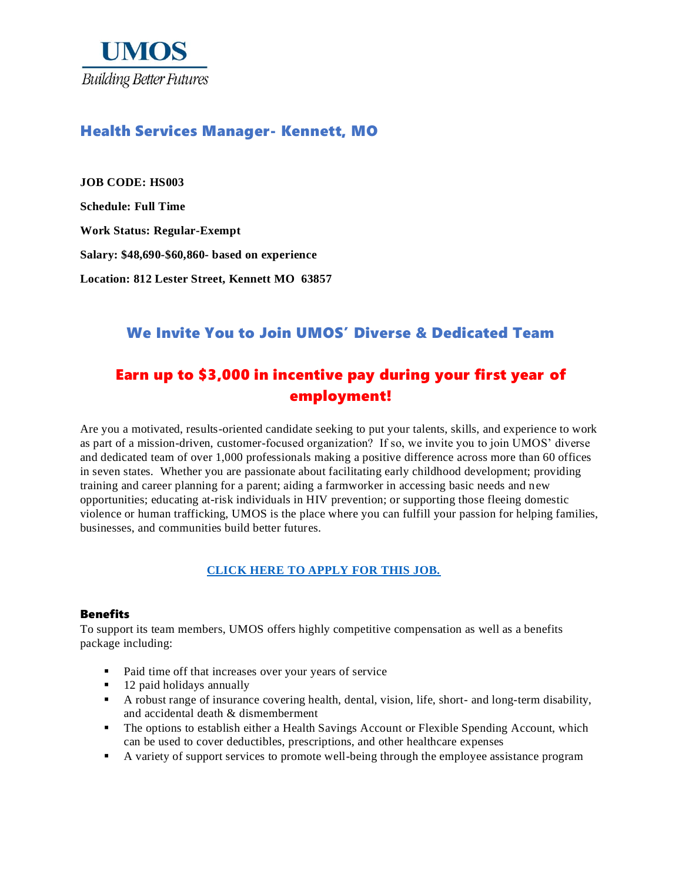UMOS

*Building Better Futures*

# Health Services Manager- Kennett, MO

**JOB CODE: HS003**

**Schedule: Full Time**

**Work Status: Regular-Exempt**

**Salary: $48,690-$60,860- based on experience**

**Location: 812 Lester Street, Kennett MO 63857**

## We Invite You to Join UMOS' Diverse & Dedicated Team

## Earn up to $3,000 in incentive pay during your first year of employment!

Are you a motivated, results-oriented candidate seeking to put your talents, skills, and experience to work as part of a mission-driven, customer-focused organization? If so, we invite you to join UMOS' diverse and dedicated team of over 1,000 professionals making a positive difference across more than 60 offices in seven states. Whether you are passionate about facilitating early childhood development; providing training and career planning for a parent; aiding a farmworker in accessing basic needs and new opportunities; educating at-risk individuals in HIV prevention; or supporting those fleeing domestic violence or human trafficking, UMOS is the place where you can fulfill your passion for helping families, businesses, and communities build better futures.

**CLICK HERE TO APPLY FOR THIS JOB.**

### Benefits

To support its team members, UMOS offers highly competitive compensation as well as a benefits package including:

- Paid time off that increases over your years of service
- 12 paid holidays annually
- A robust range of insurance covering health, dental, vision, life, short- and long-term disability, and accidental death & dismemberment
- The options to establish either a Health Savings Account or Flexible Spending Account, which can be used to cover deductibles, prescriptions, and other healthcare expenses
- A variety of support services to promote well-being through the employee assistance program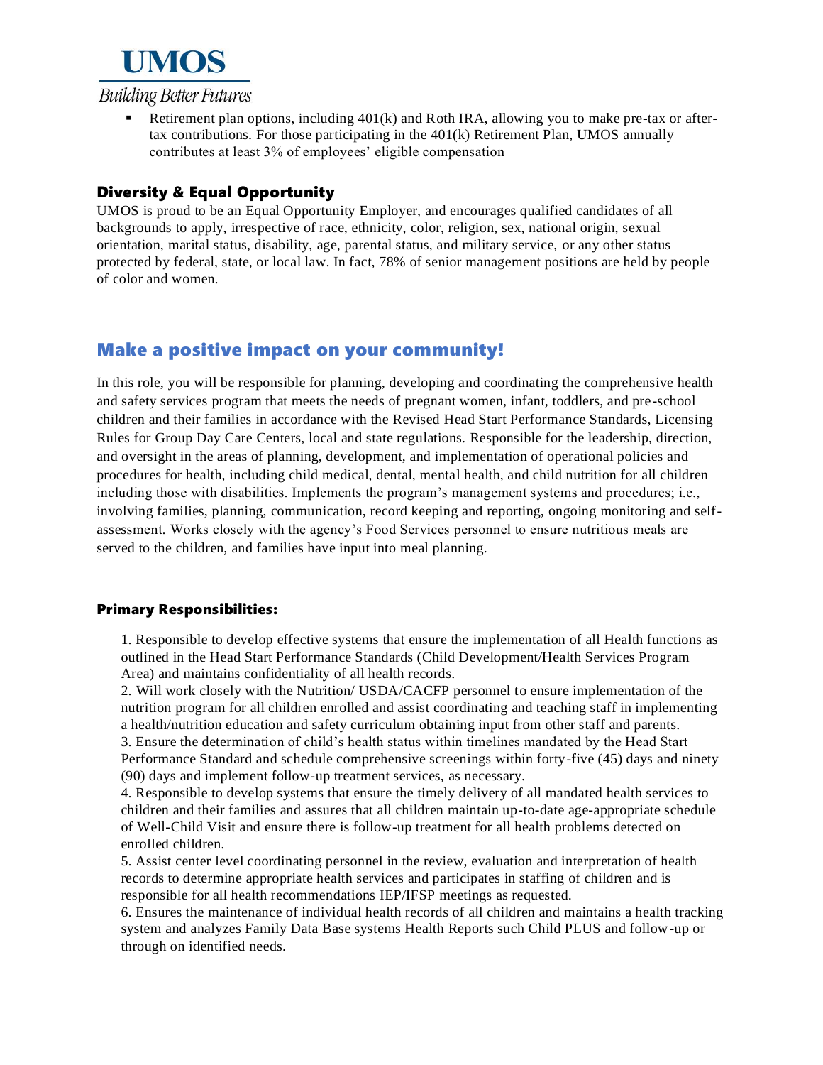- Retirement plan options, including 401(k) and Roth IRA, allowing you to make pre-tax or after-tax contributions. For those participating in the 401(k) Retirement Plan, UMOS annually contributes at least 3% of employees' eligible compensation

### Diversity & Equal Opportunity

UMOS is proud to be an Equal Opportunity Employer, and encourages qualified candidates of all backgrounds to apply, irrespective of race, ethnicity, color, religion, sex, national origin, sexual orientation, marital status, disability, age, parental status, and military service, or any other status protected by federal, state, or local law. In fact, 78% of senior management positions are held by people of color and women.

## Make a positive impact on your community!

In this role, you will be responsible for planning, developing and coordinating the comprehensive health and safety services program that meets the needs of pregnant women, infant, toddlers, and pre-school children and their families in accordance with the Revised Head Start Performance Standards, Licensing Rules for Group Day Care Centers, local and state regulations. Responsible for the leadership, direction, and oversight in the areas of planning, development, and implementation of operational policies and procedures for health, including child medical, dental, mental health, and child nutrition for all children including those with disabilities. Implements the program's management systems and procedures; i.e., involving families, planning, communication, record keeping and reporting, ongoing monitoring and self-assessment. Works closely with the agency's Food Services personnel to ensure nutritious meals are served to the children, and families have input into meal planning.

### Primary Responsibilities:

1. Responsible to develop effective systems that ensure the implementation of all Health functions as outlined in the Head Start Performance Standards (Child Development/Health Services Program Area) and maintains confidentiality of all health records.
2. Will work closely with the Nutrition/ USDA/CACFP personnel to ensure implementation of the nutrition program for all children enrolled and assist coordinating and teaching staff in implementing a health/nutrition education and safety curriculum obtaining input from other staff and parents.
3. Ensure the determination of child's health status within timelines mandated by the Head Start Performance Standard and schedule comprehensive screenings within forty-five (45) days and ninety (90) days and implement follow-up treatment services, as necessary.
4. Responsible to develop systems that ensure the timely delivery of all mandated health services to children and their families and assures that all children maintain up-to-date age-appropriate schedule of Well-Child Visit and ensure there is follow-up treatment for all health problems detected on enrolled children.
5. Assist center level coordinating personnel in the review, evaluation and interpretation of health records to determine appropriate health services and participates in staffing of children and is responsible for all health recommendations IEP/IFSP meetings as requested.
6. Ensures the maintenance of individual health records of all children and maintains a health tracking system and analyzes Family Data Base systems Health Reports such Child PLUS and follow-up or through on identified needs.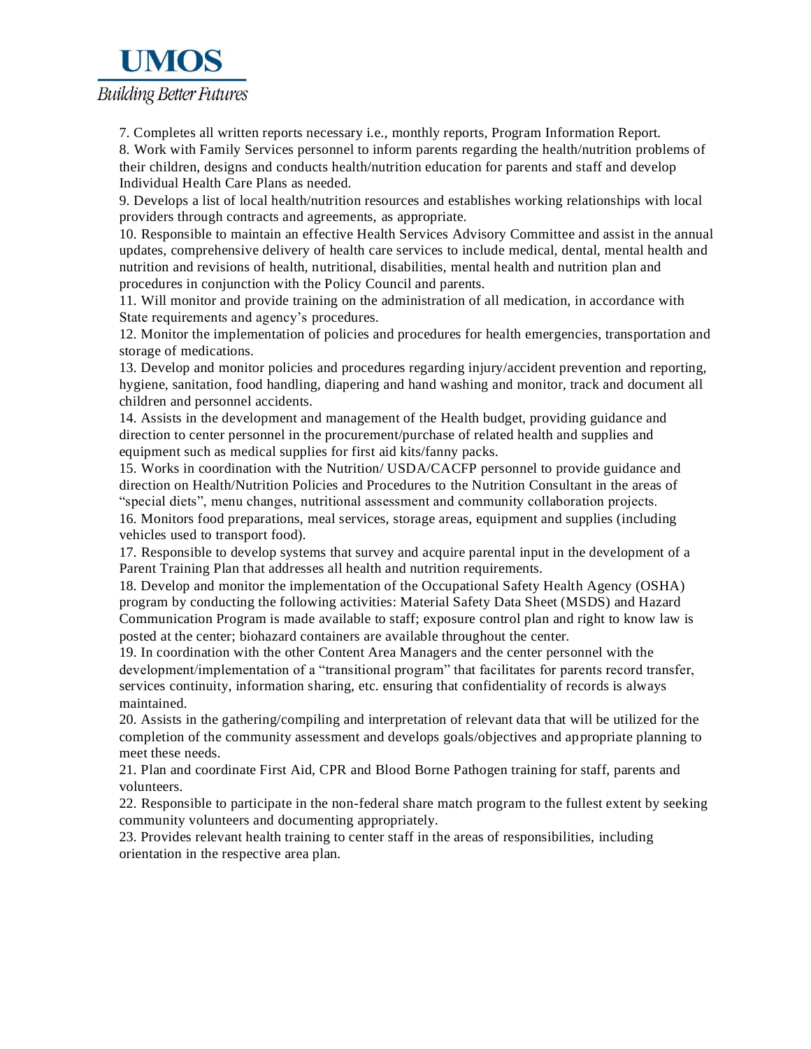7. Completes all written reports necessary i.e., monthly reports, Program Information Report.
8. Work with Family Services personnel to inform parents regarding the health/nutrition problems of their children, designs and conducts health/nutrition education for parents and staff and develop Individual Health Care Plans as needed.
9. Develops a list of local health/nutrition resources and establishes working relationships with local providers through contracts and agreements, as appropriate.
10. Responsible to maintain an effective Health Services Advisory Committee and assist in the annual updates, comprehensive delivery of health care services to include medical, dental, mental health and nutrition and revisions of health, nutritional, disabilities, mental health and nutrition plan and procedures in conjunction with the Policy Council and parents.
11. Will monitor and provide training on the administration of all medication, in accordance with State requirements and agency's procedures.
12. Monitor the implementation of policies and procedures for health emergencies, transportation and storage of medications.
13. Develop and monitor policies and procedures regarding injury/accident prevention and reporting, hygiene, sanitation, food handling, diapering and hand washing and monitor, track and document all children and personnel accidents.
14. Assists in the development and management of the Health budget, providing guidance and direction to center personnel in the procurement/purchase of related health and supplies and equipment such as medical supplies for first aid kits/fanny packs.
15. Works in coordination with the Nutrition/ USDA/CACFP personnel to provide guidance and direction on Health/Nutrition Policies and Procedures to the Nutrition Consultant in the areas of "special diets", menu changes, nutritional assessment and community collaboration projects.
16. Monitors food preparations, meal services, storage areas, equipment and supplies (including vehicles used to transport food).
17. Responsible to develop systems that survey and acquire parental input in the development of a Parent Training Plan that addresses all health and nutrition requirements.
18. Develop and monitor the implementation of the Occupational Safety Health Agency (OSHA) program by conducting the following activities: Material Safety Data Sheet (MSDS) and Hazard Communication Program is made available to staff; exposure control plan and right to know law is posted at the center; biohazard containers are available throughout the center.
19. In coordination with the other Content Area Managers and the center personnel with the development/implementation of a "transitional program" that facilitates for parents record transfer, services continuity, information sharing, etc. ensuring that confidentiality of records is always maintained.
20. Assists in the gathering/compiling and interpretation of relevant data that will be utilized for the completion of the community assessment and develops goals/objectives and appropriate planning to meet these needs.
21. Plan and coordinate First Aid, CPR and Blood Borne Pathogen training for staff, parents and volunteers.
22. Responsible to participate in the non-federal share match program to the fullest extent by seeking community volunteers and documenting appropriately.
23. Provides relevant health training to center staff in the areas of responsibilities, including orientation in the respective area plan.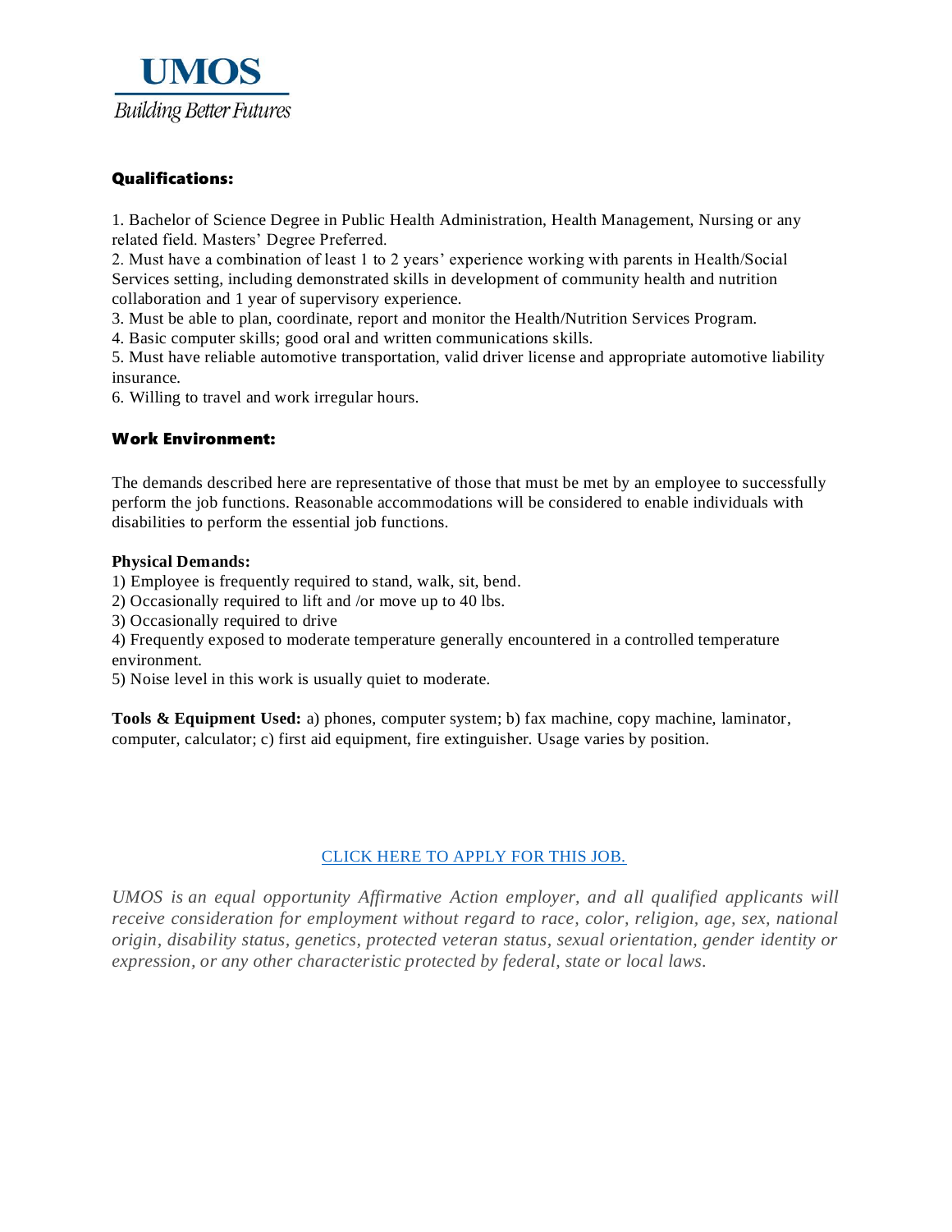UMOS

*Building Better Futures*

### Qualifications:

1. Bachelor of Science Degree in Public Health Administration, Health Management, Nursing or any related field. Masters' Degree Preferred.
2. Must have a combination of least 1 to 2 years' experience working with parents in Health/Social Services setting, including demonstrated skills in development of community health and nutrition collaboration and 1 year of supervisory experience.
3. Must be able to plan, coordinate, report and monitor the Health/Nutrition Services Program.
4. Basic computer skills; good oral and written communications skills.
5. Must have reliable automotive transportation, valid driver license and appropriate automotive liability insurance.
6. Willing to travel and work irregular hours.

### Work Environment:

The demands described here are representative of those that must be met by an employee to successfully perform the job functions. Reasonable accommodations will be considered to enable individuals with disabilities to perform the essential job functions.

**Physical Demands:**

1) Employee is frequently required to stand, walk, sit, bend.
2) Occasionally required to lift and /or move up to 40 lbs.
3) Occasionally required to drive
4) Frequently exposed to moderate temperature generally encountered in a controlled temperature environment.
5) Noise level in this work is usually quiet to moderate.

**Tools & Equipment Used:** a) phones, computer system; b) fax machine, copy machine, laminator, computer, calculator; c) first aid equipment, fire extinguisher. Usage varies by position.

CLICK HERE TO APPLY FOR THIS JOB.

*UMOS is an equal opportunity Affirmative Action employer, and all qualified applicants will receive consideration for employment without regard to race, color, religion, age, sex, national origin, disability status, genetics, protected veteran status, sexual orientation, gender identity or expression, or any other characteristic protected by federal, state or local laws.*